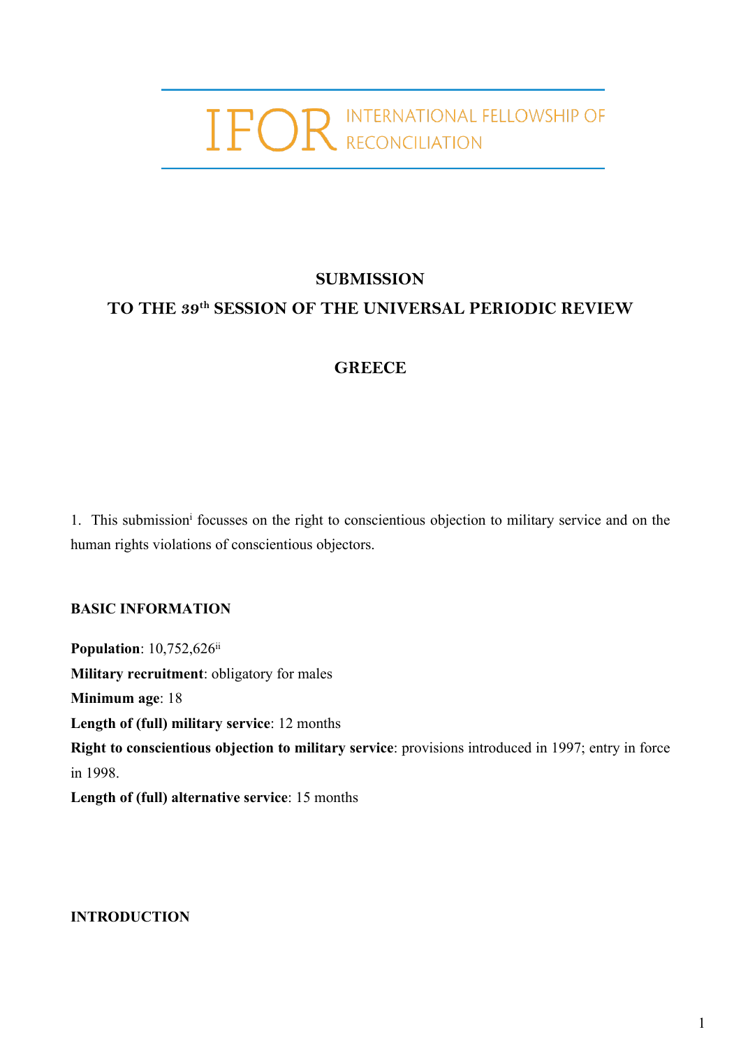IFOR INTERNATIONAL FELLOWSHIP OF RECONCILIATION

# SUBMISSION

## TO THE 39th SESSION OF THE UNIVERSAL PERIODIC REVIEW

## GREECE

1. This submission[i] focusses on the right to conscientious objection to military service and on the human rights violations of conscientious objectors.

**BASIC INFORMATION**

**Population**: 10,752,626[ii]

**Military recruitment**: obligatory for males

**Minimum age**: 18

**Length of (full) military service**: 12 months

**Right to conscientious objection to military service**: provisions introduced in 1997; entry in force in 1998.

**Length of (full) alternative service**: 15 months

**INTRODUCTION**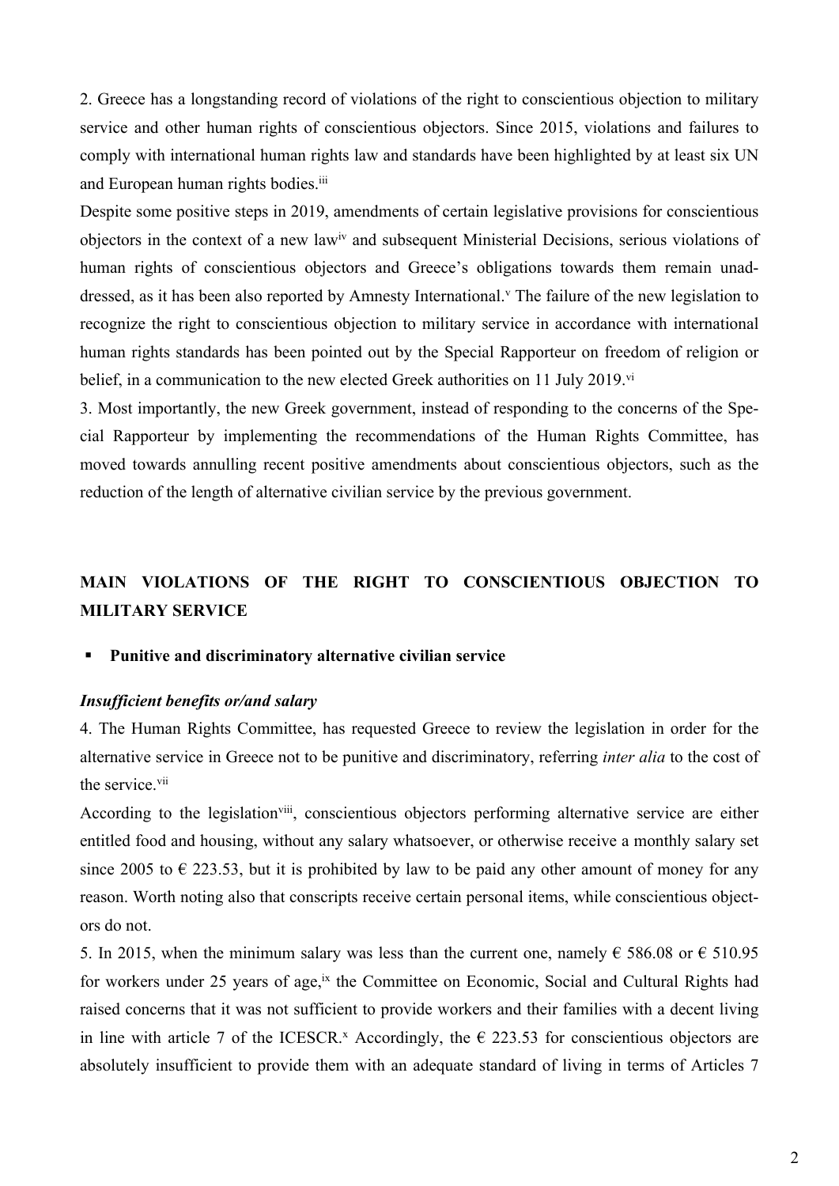2. Greece has a longstanding record of violations of the right to conscientious objection to military service and other human rights of conscientious objectors. Since 2015, violations and failures to comply with international human rights law and standards have been highlighted by at least six UN and European human rights bodies.[iii]

Despite some positive steps in 2019, amendments of certain legislative provisions for conscientious objectors in the context of a new law[iv] and subsequent Ministerial Decisions, serious violations of human rights of conscientious objectors and Greece's obligations towards them remain unaddressed, as it has been also reported by Amnesty International.[v] The failure of the new legislation to recognize the right to conscientious objection to military service in accordance with international human rights standards has been pointed out by the Special Rapporteur on freedom of religion or belief, in a communication to the new elected Greek authorities on 11 July 2019.[vi]

3. Most importantly, the new Greek government, instead of responding to the concerns of the Special Rapporteur by implementing the recommendations of the Human Rights Committee, has moved towards annulling recent positive amendments about conscientious objectors, such as the reduction of the length of alternative civilian service by the previous government.

## MAIN VIOLATIONS OF THE RIGHT TO CONSCIENTIOUS OBJECTION TO MILITARY SERVICE

- **Punitive and discriminatory alternative civilian service**

***Insufficient benefits or/and salary***

4. The Human Rights Committee, has requested Greece to review the legislation in order for the alternative service in Greece not to be punitive and discriminatory, referring *inter alia* to the cost of the service.[vii]

According to the legislation[viii], conscientious objectors performing alternative service are either entitled food and housing, without any salary whatsoever, or otherwise receive a monthly salary set since 2005 to € 223.53, but it is prohibited by law to be paid any other amount of money for any reason. Worth noting also that conscripts receive certain personal items, while conscientious objectors do not.

5. In 2015, when the minimum salary was less than the current one, namely € 586.08 or € 510.95 for workers under 25 years of age,[ix] the Committee on Economic, Social and Cultural Rights had raised concerns that it was not sufficient to provide workers and their families with a decent living in line with article 7 of the ICESCR.[x] Accordingly, the € 223.53 for conscientious objectors are absolutely insufficient to provide them with an adequate standard of living in terms of Articles 7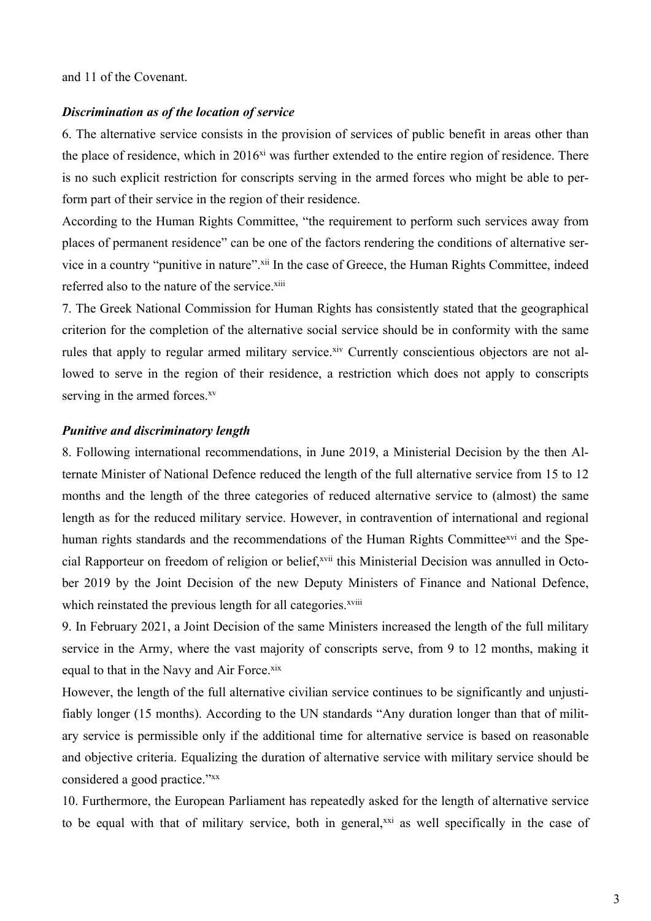and 11 of the Covenant.

### *Discrimination as of the location of service*

6. The alternative service consists in the provision of services of public benefit in areas other than the place of residence, which in 2016[xi] was further extended to the entire region of residence. There is no such explicit restriction for conscripts serving in the armed forces who might be able to perform part of their service in the region of their residence.

According to the Human Rights Committee, "the requirement to perform such services away from places of permanent residence" can be one of the factors rendering the conditions of alternative service in a country "punitive in nature".[xii] In the case of Greece, the Human Rights Committee, indeed referred also to the nature of the service.[xiii]

7. The Greek National Commission for Human Rights has consistently stated that the geographical criterion for the completion of the alternative social service should be in conformity with the same rules that apply to regular armed military service.[xiv] Currently conscientious objectors are not allowed to serve in the region of their residence, a restriction which does not apply to conscripts serving in the armed forces.[xv]

### *Punitive and discriminatory length*

8. Following international recommendations, in June 2019, a Ministerial Decision by the then Alternate Minister of National Defence reduced the length of the full alternative service from 15 to 12 months and the length of the three categories of reduced alternative service to (almost) the same length as for the reduced military service. However, in contravention of international and regional human rights standards and the recommendations of the Human Rights Committee[xvi] and the Special Rapporteur on freedom of religion or belief,[xvii] this Ministerial Decision was annulled in October 2019 by the Joint Decision of the new Deputy Ministers of Finance and National Defence, which reinstated the previous length for all categories.[xviii]

9. In February 2021, a Joint Decision of the same Ministers increased the length of the full military service in the Army, where the vast majority of conscripts serve, from 9 to 12 months, making it equal to that in the Navy and Air Force.[xix]

However, the length of the full alternative civilian service continues to be significantly and unjustifiably longer (15 months). According to the UN standards "Any duration longer than that of military service is permissible only if the additional time for alternative service is based on reasonable and objective criteria. Equalizing the duration of alternative service with military service should be considered a good practice."[xx]

10. Furthermore, the European Parliament has repeatedly asked for the length of alternative service to be equal with that of military service, both in general,[xxi] as well specifically in the case of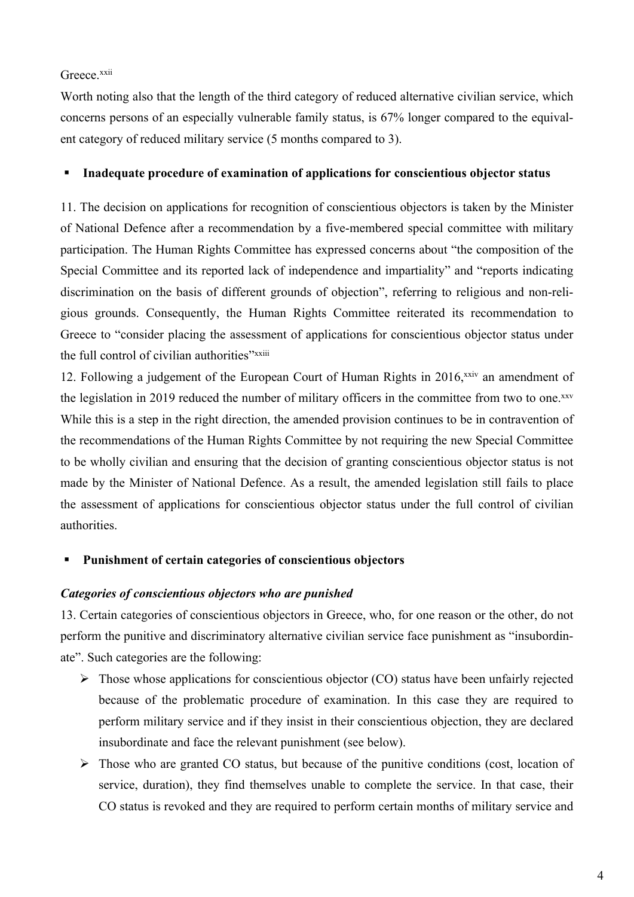Greece.[xxii]

Worth noting also that the length of the third category of reduced alternative civilian service, which concerns persons of an especially vulnerable family status, is 67% longer compared to the equivalent category of reduced military service (5 months compared to 3).

- **Inadequate procedure of examination of applications for conscientious objector status**

11. The decision on applications for recognition of conscientious objectors is taken by the Minister of National Defence after a recommendation by a five-membered special committee with military participation. The Human Rights Committee has expressed concerns about "the composition of the Special Committee and its reported lack of independence and impartiality" and "reports indicating discrimination on the basis of different grounds of objection", referring to religious and non-religious grounds. Consequently, the Human Rights Committee reiterated its recommendation to Greece to "consider placing the assessment of applications for conscientious objector status under the full control of civilian authorities"[xxiii]

12. Following a judgement of the European Court of Human Rights in 2016,[xxiv] an amendment of the legislation in 2019 reduced the number of military officers in the committee from two to one.[xxv] While this is a step in the right direction, the amended provision continues to be in contravention of the recommendations of the Human Rights Committee by not requiring the new Special Committee to be wholly civilian and ensuring that the decision of granting conscientious objector status is not made by the Minister of National Defence. As a result, the amended legislation still fails to place the assessment of applications for conscientious objector status under the full control of civilian authorities.

- **Punishment of certain categories of conscientious objectors**

***Categories of conscientious objectors who are punished***

13. Certain categories of conscientious objectors in Greece, who, for one reason or the other, do not perform the punitive and discriminatory alternative civilian service face punishment as "insubordinate". Such categories are the following:

- Those whose applications for conscientious objector (CO) status have been unfairly rejected because of the problematic procedure of examination. In this case they are required to perform military service and if they insist in their conscientious objection, they are declared insubordinate and face the relevant punishment (see below).
- Those who are granted CO status, but because of the punitive conditions (cost, location of service, duration), they find themselves unable to complete the service. In that case, their CO status is revoked and they are required to perform certain months of military service and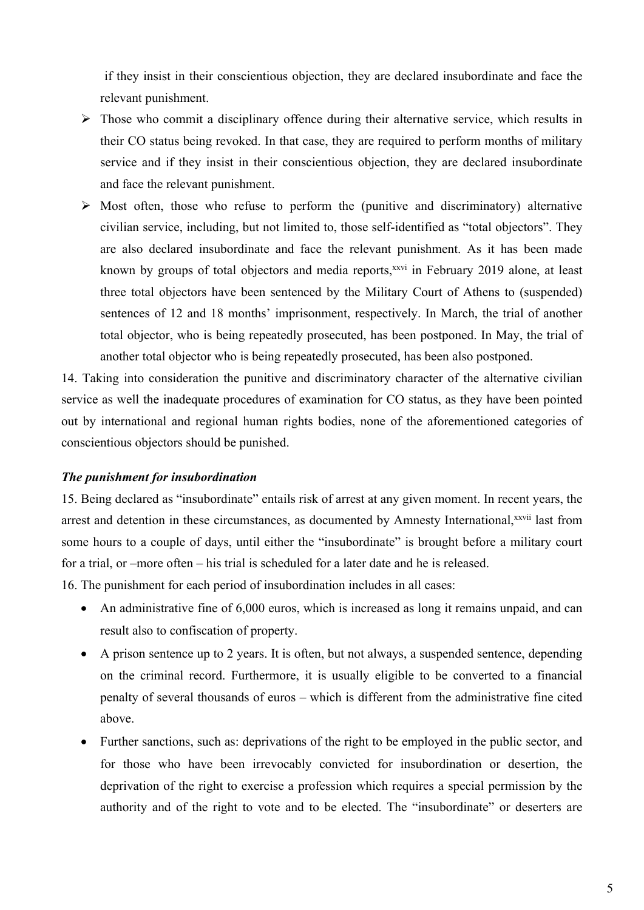if they insist in their conscientious objection, they are declared insubordinate and face the relevant punishment.

- Those who commit a disciplinary offence during their alternative service, which results in their CO status being revoked. In that case, they are required to perform months of military service and if they insist in their conscientious objection, they are declared insubordinate and face the relevant punishment.
- Most often, those who refuse to perform the (punitive and discriminatory) alternative civilian service, including, but not limited to, those self-identified as "total objectors". They are also declared insubordinate and face the relevant punishment. As it has been made known by groups of total objectors and media reports,[xxvi] in February 2019 alone, at least three total objectors have been sentenced by the Military Court of Athens to (suspended) sentences of 12 and 18 months' imprisonment, respectively. In March, the trial of another total objector, who is being repeatedly prosecuted, has been postponed. In May, the trial of another total objector who is being repeatedly prosecuted, has been also postponed.

14. Taking into consideration the punitive and discriminatory character of the alternative civilian service as well the inadequate procedures of examination for CO status, as they have been pointed out by international and regional human rights bodies, none of the aforementioned categories of conscientious objectors should be punished.

***The punishment for insubordination***

15. Being declared as "insubordinate" entails risk of arrest at any given moment. In recent years, the arrest and detention in these circumstances, as documented by Amnesty International,[xxvii] last from some hours to a couple of days, until either the "insubordinate" is brought before a military court for a trial, or –more often – his trial is scheduled for a later date and he is released.

16. The punishment for each period of insubordination includes in all cases:

- An administrative fine of 6,000 euros, which is increased as long it remains unpaid, and can result also to confiscation of property.
- A prison sentence up to 2 years. It is often, but not always, a suspended sentence, depending on the criminal record. Furthermore, it is usually eligible to be converted to a financial penalty of several thousands of euros – which is different from the administrative fine cited above.
- Further sanctions, such as: deprivations of the right to be employed in the public sector, and for those who have been irrevocably convicted for insubordination or desertion, the deprivation of the right to exercise a profession which requires a special permission by the authority and of the right to vote and to be elected. The "insubordinate" or deserters are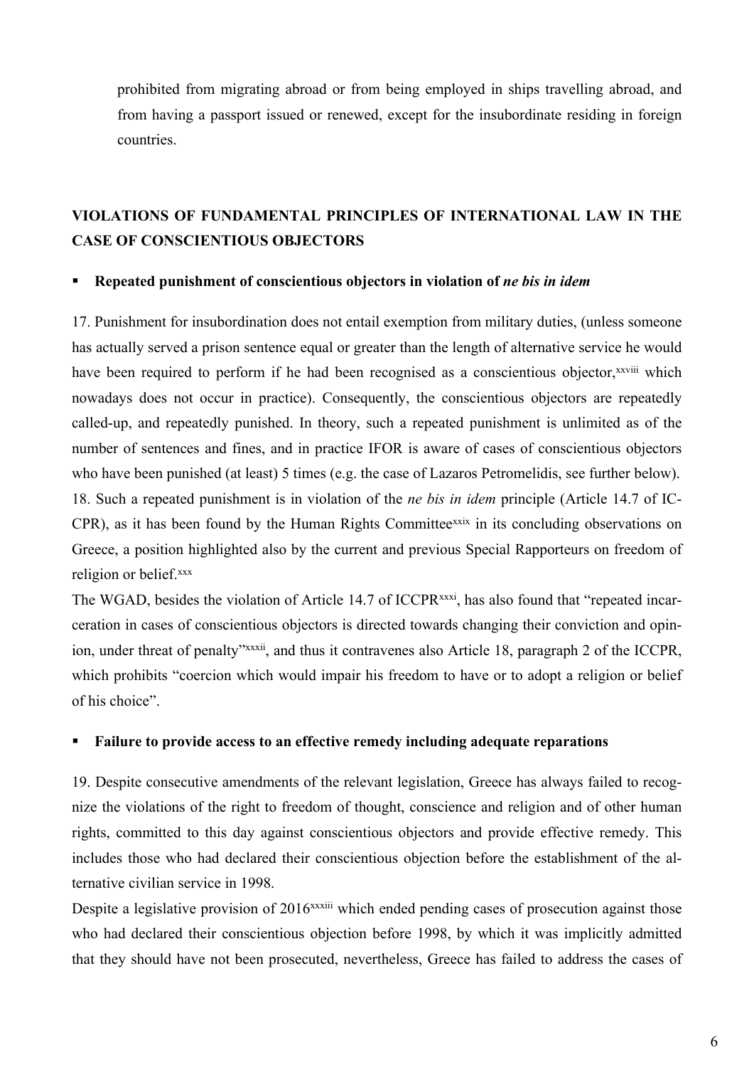prohibited from migrating abroad or from being employed in ships travelling abroad, and from having a passport issued or renewed, except for the insubordinate residing in foreign countries.

## VIOLATIONS OF FUNDAMENTAL PRINCIPLES OF INTERNATIONAL LAW IN THE CASE OF CONSCIENTIOUS OBJECTORS

- **Repeated punishment of conscientious objectors in violation of *ne bis in idem***

17. Punishment for insubordination does not entail exemption from military duties, (unless someone has actually served a prison sentence equal or greater than the length of alternative service he would have been required to perform if he had been recognised as a conscientious objector,[xxviii] which nowadays does not occur in practice). Consequently, the conscientious objectors are repeatedly called-up, and repeatedly punished. In theory, such a repeated punishment is unlimited as of the number of sentences and fines, and in practice IFOR is aware of cases of conscientious objectors who have been punished (at least) 5 times (e.g. the case of Lazaros Petromelidis, see further below).

18. Such a repeated punishment is in violation of the *ne bis in idem* principle (Article 14.7 of ICCPR), as it has been found by the Human Rights Committee[xxix] in its concluding observations on Greece, a position highlighted also by the current and previous Special Rapporteurs on freedom of religion or belief.[xxx]

The WGAD, besides the violation of Article 14.7 of ICCPR[xxxi], has also found that "repeated incarceration in cases of conscientious objectors is directed towards changing their conviction and opinion, under threat of penalty"[xxxii], and thus it contravenes also Article 18, paragraph 2 of the ICCPR, which prohibits "coercion which would impair his freedom to have or to adopt a religion or belief of his choice".

- **Failure to provide access to an effective remedy including adequate reparations**

19. Despite consecutive amendments of the relevant legislation, Greece has always failed to recognize the violations of the right to freedom of thought, conscience and religion and of other human rights, committed to this day against conscientious objectors and provide effective remedy. This includes those who had declared their conscientious objection before the establishment of the alternative civilian service in 1998.

Despite a legislative provision of 2016[xxxiii] which ended pending cases of prosecution against those who had declared their conscientious objection before 1998, by which it was implicitly admitted that they should have not been prosecuted, nevertheless, Greece has failed to address the cases of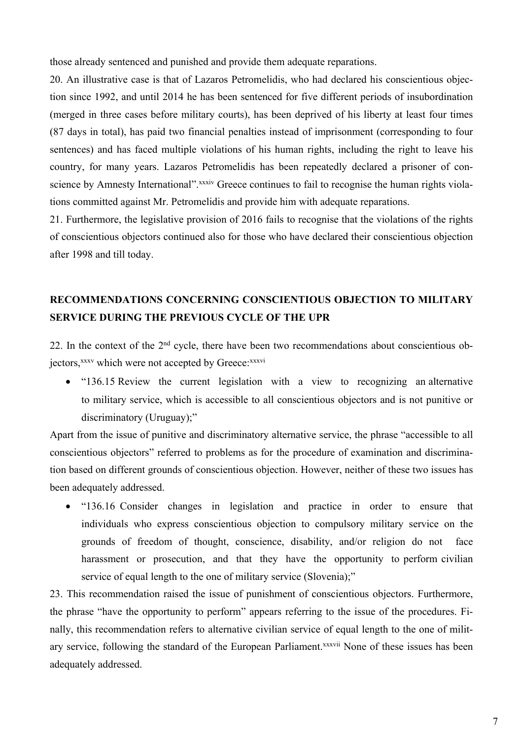those already sentenced and punished and provide them adequate reparations.

20. An illustrative case is that of Lazaros Petromelidis, who had declared his conscientious objection since 1992, and until 2014 he has been sentenced for five different periods of insubordination (merged in three cases before military courts), has been deprived of his liberty at least four times (87 days in total), has paid two financial penalties instead of imprisonment (corresponding to four sentences) and has faced multiple violations of his human rights, including the right to leave his country, for many years. Lazaros Petromelidis has been repeatedly declared a prisoner of conscience by Amnesty International".[xxxiv] Greece continues to fail to recognise the human rights violations committed against Mr. Petromelidis and provide him with adequate reparations.

21. Furthermore, the legislative provision of 2016 fails to recognise that the violations of the rights of conscientious objectors continued also for those who have declared their conscientious objection after 1998 and till today.

## RECOMMENDATIONS CONCERNING CONSCIENTIOUS OBJECTION TO MILITARY SERVICE DURING THE PREVIOUS CYCLE OF THE UPR

22. In the context of the 2nd cycle, there have been two recommendations about conscientious objectors,[xxxv] which were not accepted by Greece:[xxxvi]

- "136.15 Review the current legislation with a view to recognizing an alternative to military service, which is accessible to all conscientious objectors and is not punitive or discriminatory (Uruguay);"

Apart from the issue of punitive and discriminatory alternative service, the phrase "accessible to all conscientious objectors" referred to problems as for the procedure of examination and discrimination based on different grounds of conscientious objection. However, neither of these two issues has been adequately addressed.

- "136.16 Consider changes in legislation and practice in order to ensure that individuals who express conscientious objection to compulsory military service on the grounds of freedom of thought, conscience, disability, and/or religion do not face harassment or prosecution, and that they have the opportunity to perform civilian service of equal length to the one of military service (Slovenia);"

23. This recommendation raised the issue of punishment of conscientious objectors. Furthermore, the phrase "have the opportunity to perform" appears referring to the issue of the procedures. Finally, this recommendation refers to alternative civilian service of equal length to the one of military service, following the standard of the European Parliament.[xxxvii] None of these issues has been adequately addressed.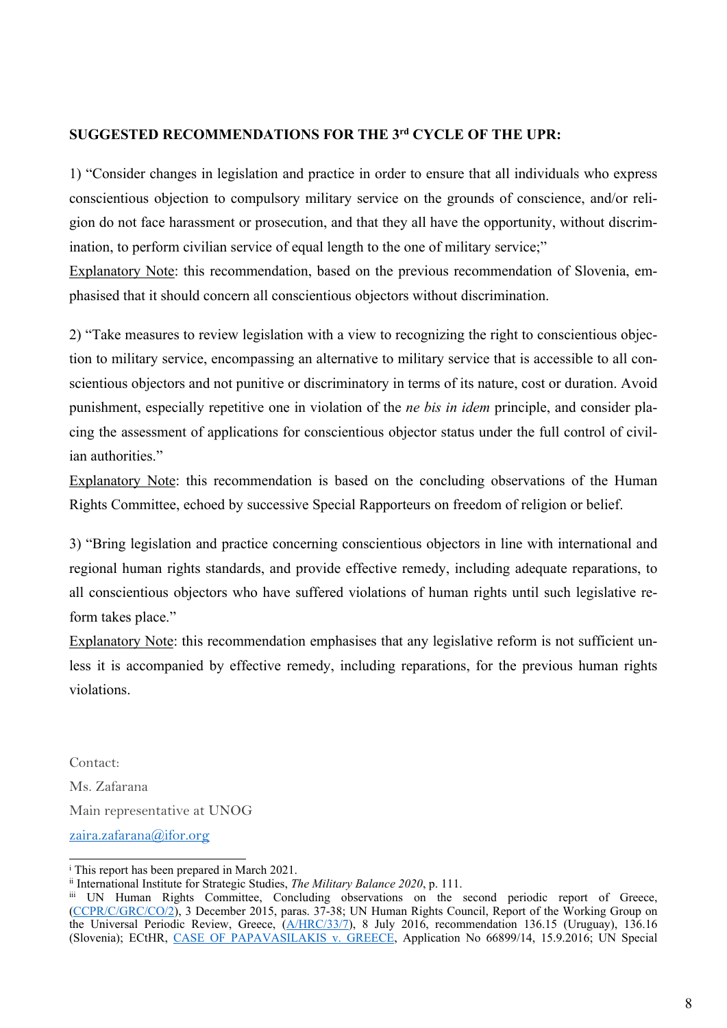**SUGGESTED RECOMMENDATIONS FOR THE 3rd CYCLE OF THE UPR:**

1) "Consider changes in legislation and practice in order to ensure that all individuals who express conscientious objection to compulsory military service on the grounds of conscience, and/or religion do not face harassment or prosecution, and that they all have the opportunity, without discrimination, to perform civilian service of equal length to the one of military service;"

Explanatory Note: this recommendation, based on the previous recommendation of Slovenia, emphasised that it should concern all conscientious objectors without discrimination.

2) "Take measures to review legislation with a view to recognizing the right to conscientious objection to military service, encompassing an alternative to military service that is accessible to all conscientious objectors and not punitive or discriminatory in terms of its nature, cost or duration. Avoid punishment, especially repetitive one in violation of the *ne bis in idem* principle, and consider placing the assessment of applications for conscientious objector status under the full control of civilian authorities."

Explanatory Note: this recommendation is based on the concluding observations of the Human Rights Committee, echoed by successive Special Rapporteurs on freedom of religion or belief.

3) "Bring legislation and practice concerning conscientious objectors in line with international and regional human rights standards, and provide effective remedy, including adequate reparations, to all conscientious objectors who have suffered violations of human rights until such legislative reform takes place."

Explanatory Note: this recommendation emphasises that any legislative reform is not sufficient unless it is accompanied by effective remedy, including reparations, for the previous human rights violations.

Contact:

Ms. Zafarana

Main representative at UNOG

zaira.zafarana@ifor.org

---

[i] This report has been prepared in March 2021.

[ii] International Institute for Strategic Studies, *The Military Balance 2020*, p. 111.

[iii] UN Human Rights Committee, Concluding observations on the second periodic report of Greece, (CCPR/C/GRC/CO/2), 3 December 2015, paras. 37-38; UN Human Rights Council, Report of the Working Group on the Universal Periodic Review, Greece, (A/HRC/33/7), 8 July 2016, recommendation 136.15 (Uruguay), 136.16 (Slovenia); ECtHR, CASE OF PAPAVASILAKIS v. GREECE, Application No 66899/14, 15.9.2016; UN Special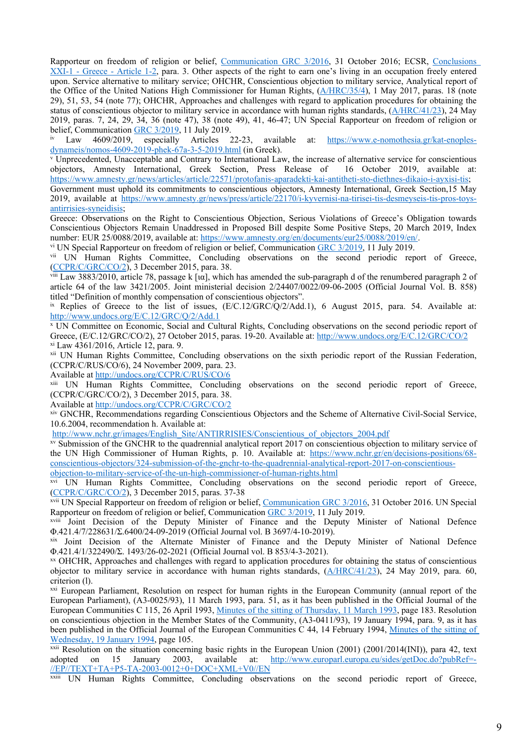Rapporteur on freedom of religion or belief, [Communication GRC 3/2016](), 31 October 2016; ECSR, [Conclusions XXI-1 - Greece - Article 1-2](), para. 3. Other aspects of the right to earn one's living in an occupation freely entered upon. Service alternative to military service; OHCHR, Conscientious objection to military service, Analytical report of the Office of the United Nations High Commissioner for Human Rights, ([A/HRC/35/4]()), 1 May 2017, paras. 18 (note 29), 51, 53, 54 (note 77); OHCHR, Approaches and challenges with regard to application procedures for obtaining the status of conscientious objector to military service in accordance with human rights standards, ([A/HRC/41/23]()), 24 May 2019, paras. 7, 24, 29, 34, 36 (note 47), 38 (note 49), 41, 46-47; UN Special Rapporteur on freedom of religion or belief, Communication [GRC 3/2019](), 11 July 2019.

[iv] Law 4609/2019, especially Articles 22-23, available at: [https://www.e-nomothesia.gr/kat-enoples-dynameis/nomos-4609-2019-phek-67a-3-5-2019.html](https://www.e-nomothesia.gr/kat-enoples-dynameis/nomos-4609-2019-phek-67a-3-5-2019.html) (in Greek).

[v] Unprecedented, Unacceptable and Contrary to International Law, the increase of alternative service for conscientious objectors, Amnesty International, Greek Section, Press Release of 16 October 2019, available at: [https://www.amnesty.gr/news/articles/article/22571/protofanis-aparadekti-kai-antitheti-sto-diethnes-dikaio-i-ayxisi-tis](https://www.amnesty.gr/news/articles/article/22571/protofanis-aparadekti-kai-antitheti-sto-diethnes-dikaio-i-ayxisi-tis);
Government must uphold its commitments to conscientious objectors, Amnesty International, Greek Section,15 May 2019, available at [https://www.amnesty.gr/news/press/article/22170/i-kyvernisi-na-tirisei-tis-desmeyseis-tis-pros-toys-antirrisies-syneidisis](https://www.amnesty.gr/news/press/article/22170/i-kyvernisi-na-tirisei-tis-desmeyseis-tis-pros-toys-antirrisies-syneidisis);
Greece: Observations on the Right to Conscientious Objection, Serious Violations of Greece's Obligation towards Conscientious Objectors Remain Unaddressed in Proposed Bill despite Some Positive Steps, 20 March 2019, Index number: EUR 25/0088/2019, available at: [https://www.amnesty.org/en/documents/eur25/0088/2019/en/](https://www.amnesty.org/en/documents/eur25/0088/2019/en/).

[vi] UN Special Rapporteur on freedom of religion or belief, Communication [GRC 3/2019](), 11 July 2019.

[vii] UN Human Rights Committee, Concluding observations on the second periodic report of Greece, ([CCPR/C/GRC/CO/2]()), 3 December 2015, para. 38.

[viii] Law 3883/2010, article 78, passage k [ια], which has amended the sub-paragraph d of the renumbered paragraph 2 of article 64 of the law 3421/2005. Joint ministerial decision 2/24407/0022/09-06-2005 (Official Journal Vol. B. 858) titled "Definition of monthly compensation of conscientious objectors".

[ix] Replies of Greece to the list of issues, (E/C.12/GRC/Q/2/Add.1), 6 August 2015, para. 54. Available at: [http://www.undocs.org/E/C.12/GRC/Q/2/Add.1](http://www.undocs.org/E/C.12/GRC/Q/2/Add.1)

[x] UN Committee on Economic, Social and Cultural Rights, Concluding observations on the second periodic report of Greece, (E/C.12/GRC/CO/2), 27 October 2015, paras. 19-20. Available at: [http://www.undocs.org/E/C.12/GRC/CO/2](http://www.undocs.org/E/C.12/GRC/CO/2)

[xi] Law 4361/2016, Article 12, para. 9.

[xii] UN Human Rights Committee, Concluding observations on the sixth periodic report of the Russian Federation, (CCPR/C/RUS/CO/6), 24 November 2009, para. 23.
Available at [http://undocs.org/CCPR/C/RUS/CO/6](http://undocs.org/CCPR/C/RUS/CO/6)

[xiii] UN Human Rights Committee, Concluding observations on the second periodic report of Greece, (CCPR/C/GRC/CO/2), 3 December 2015, para. 38.
Available at [http://undocs.org/CCPR/C/GRC/CO/2](http://undocs.org/CCPR/C/GRC/CO/2)

[xiv] GNCHR, Recommendations regarding Conscientious Objectors and the Scheme of Alternative Civil-Social Service, 10.6.2004, recommendation h. Available at:
[http://www.nchr.gr/images/English_Site/ANTIRRISIES/Conscientious_of_objectors_2004.pdf](http://www.nchr.gr/images/English_Site/ANTIRRISIES/Conscientious_of_objectors_2004.pdf)

[xv] Submission of the GNCHR to the quadrennial analytical report 2017 on conscientious objection to military service of the UN High Commissioner of Human Rights, p. 10. Available at: [https://www.nchr.gr/en/decisions-positions/68-conscientious-objectors/324-submission-of-the-gnchr-to-the-quadrennial-analytical-report-2017-on-conscientious-objection-to-military-service-of-the-un-high-commissioner-of-human-rights.html](https://www.nchr.gr/en/decisions-positions/68-conscientious-objectors/324-submission-of-the-gnchr-to-the-quadrennial-analytical-report-2017-on-conscientious-objection-to-military-service-of-the-un-high-commissioner-of-human-rights.html)

[xvi] UN Human Rights Committee, Concluding observations on the second periodic report of Greece, ([CCPR/C/GRC/CO/2]()), 3 December 2015, paras. 37-38

[xvii] UN Special Rapporteur on freedom of religion or belief, [Communication GRC 3/2016](), 31 October 2016. UN Special Rapporteur on freedom of religion or belief, Communication [GRC 3/2019](), 11 July 2019.

[xviii] Joint Decision of the Deputy Minister of Finance and the Deputy Minister of National Defence Φ.421.4/7/228631/Σ.6400/24-09-2019 (Official Journal vol. B 3697/4-10-2019).

[xix] Joint Decision of the Alternate Minister of Finance and the Deputy Minister of National Defence Φ.421.4/1/322490/Σ. 1493/26-02-2021 (Official Journal vol. B 853/4-3-2021).

[xx] OHCHR, Approaches and challenges with regard to application procedures for obtaining the status of conscientious objector to military service in accordance with human rights standards, ([A/HRC/41/23]()), 24 May 2019, para. 60, criterion (l).

[xxi] European Parliament, Resolution on respect for human rights in the European Community (annual report of the European Parliament), (A3-0025/93), 11 March 1993, para. 51, as it has been published in the Official Journal of the European Communities C 115, 26 April 1993, [Minutes of the sitting of Thursday, 11 March 1993](), page 183. Resolution on conscientious objection in the Member States of the Community, (A3-0411/93), 19 January 1994, para. 9, as it has been published in the Official Journal of the European Communities C 44, 14 February 1994, [Minutes of the sitting of Wednesday, 19 January 1994](), page 105.

[xxii] Resolution on the situation concerning basic rights in the European Union (2001) (2001/2014(INI)), para 42, text adopted on 15 January 2003, available at: [http://www.europarl.europa.eu/sides/getDoc.do?pubRef=-//EP//TEXT+TA+P5-TA-2003-0012+0+DOC+XML+V0//EN](http://www.europarl.europa.eu/sides/getDoc.do?pubRef=-//EP//TEXT+TA+P5-TA-2003-0012+0+DOC+XML+V0//EN)

[xxiii] UN Human Rights Committee, Concluding observations on the second periodic report of Greece,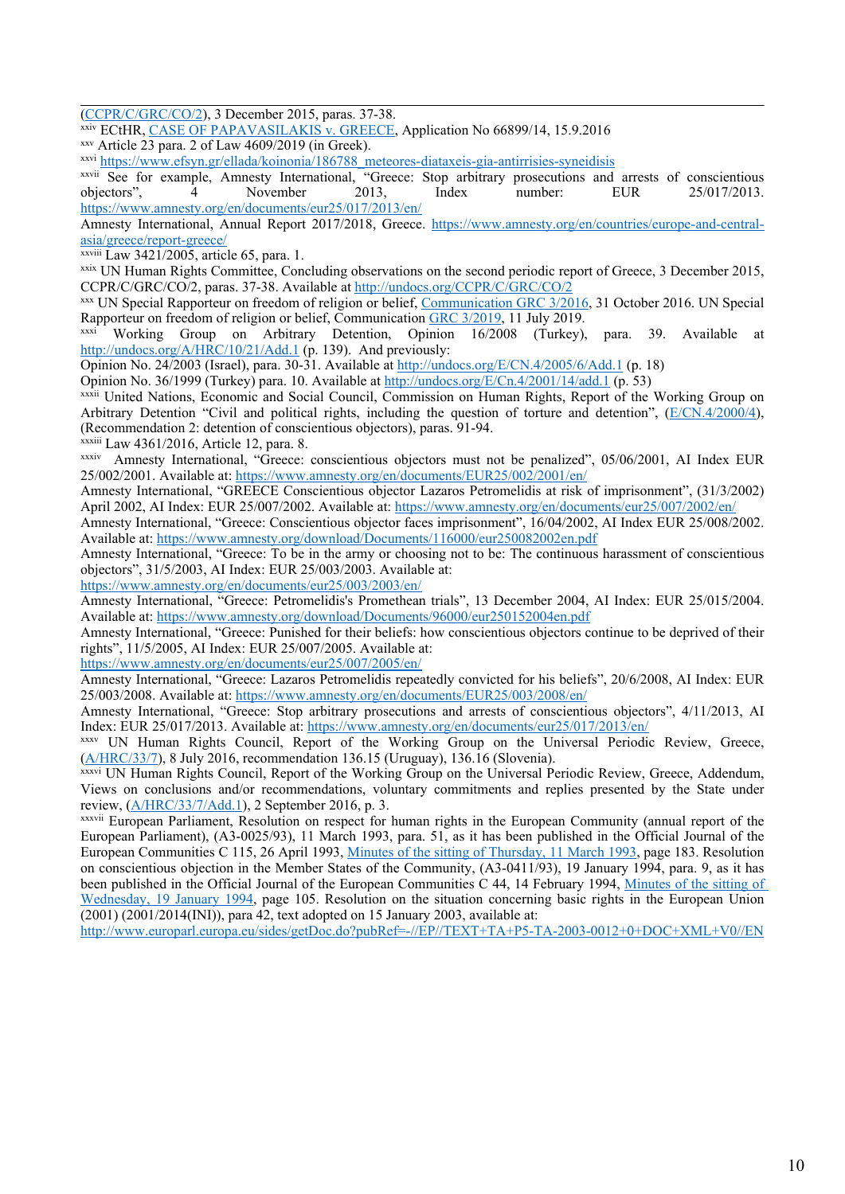(CCPR/C/GRC/CO/2), 3 December 2015, paras. 37-38.

[xxiv] ECtHR, CASE OF PAPAVASILAKIS v. GREECE, Application No 66899/14, 15.9.2016

[xxv] Article 23 para. 2 of Law 4609/2019 (in Greek).

[xxvi] https://www.efsyn.gr/ellada/koinonia/186788_meteores-diataxeis-gia-antirrisies-syneidisis

[xxvii] See for example, Amnesty International, "Greece: Stop arbitrary prosecutions and arrests of conscientious objectors", 4 November 2013, Index number: EUR 25/017/2013. https://www.amnesty.org/en/documents/eur25/017/2013/en/

Amnesty International, Annual Report 2017/2018, Greece. https://www.amnesty.org/en/countries/europe-and-central-asia/greece/report-greece/

[xxviii] Law 3421/2005, article 65, para. 1.

[xxix] UN Human Rights Committee, Concluding observations on the second periodic report of Greece, 3 December 2015, CCPR/C/GRC/CO/2, paras. 37-38. Available at http://undocs.org/CCPR/C/GRC/CO/2

[xxx] UN Special Rapporteur on freedom of religion or belief, Communication GRC 3/2016, 31 October 2016. UN Special Rapporteur on freedom of religion or belief, Communication GRC 3/2019, 11 July 2019.

[xxxi] Working Group on Arbitrary Detention, Opinion 16/2008 (Turkey), para. 39. Available at http://undocs.org/A/HRC/10/21/Add.1 (p. 139). And previously:

Opinion No. 24/2003 (Israel), para. 30-31. Available at http://undocs.org/E/CN.4/2005/6/Add.1 (p. 18)

Opinion No. 36/1999 (Turkey) para. 10. Available at http://undocs.org/E/Cn.4/2001/14/add.1 (p. 53)

[xxxii] United Nations, Economic and Social Council, Commission on Human Rights, Report of the Working Group on Arbitrary Detention "Civil and political rights, including the question of torture and detention", (E/CN.4/2000/4), (Recommendation 2: detention of conscientious objectors), paras. 91-94.

[xxxiii] Law 4361/2016, Article 12, para. 8.

[xxxiv] Amnesty International, "Greece: conscientious objectors must not be penalized", 05/06/2001, AI Index EUR 25/002/2001. Available at: https://www.amnesty.org/en/documents/EUR25/002/2001/en/

Amnesty International, "GREECE Conscientious objector Lazaros Petromelidis at risk of imprisonment", (31/3/2002) April 2002, AI Index: EUR 25/007/2002. Available at: https://www.amnesty.org/en/documents/eur25/007/2002/en/

Amnesty International, "Greece: Conscientious objector faces imprisonment", 16/04/2002, AI Index EUR 25/008/2002. Available at: https://www.amnesty.org/download/Documents/116000/eur250082002en.pdf

Amnesty International, "Greece: To be in the army or choosing not to be: The continuous harassment of conscientious objectors", 31/5/2003, AI Index: EUR 25/003/2003. Available at: https://www.amnesty.org/en/documents/eur25/003/2003/en/

Amnesty International, "Greece: Petromelidis's Promethean trials", 13 December 2004, AI Index: EUR 25/015/2004. Available at: https://www.amnesty.org/download/Documents/96000/eur250152004en.pdf

Amnesty International, "Greece: Punished for their beliefs: how conscientious objectors continue to be deprived of their rights", 11/5/2005, AI Index: EUR 25/007/2005. Available at: https://www.amnesty.org/en/documents/eur25/007/2005/en/

Amnesty International, "Greece: Lazaros Petromelidis repeatedly convicted for his beliefs", 20/6/2008, AI Index: EUR 25/003/2008. Available at: https://www.amnesty.org/en/documents/EUR25/003/2008/en/

Amnesty International, "Greece: Stop arbitrary prosecutions and arrests of conscientious objectors", 4/11/2013, AI Index: EUR 25/017/2013. Available at: https://www.amnesty.org/en/documents/eur25/017/2013/en/

[xxxv] UN Human Rights Council, Report of the Working Group on the Universal Periodic Review, Greece, (A/HRC/33/7), 8 July 2016, recommendation 136.15 (Uruguay), 136.16 (Slovenia).

[xxxvi] UN Human Rights Council, Report of the Working Group on the Universal Periodic Review, Greece, Addendum, Views on conclusions and/or recommendations, voluntary commitments and replies presented by the State under review, (A/HRC/33/7/Add.1), 2 September 2016, p. 3.

[xxxvii] European Parliament, Resolution on respect for human rights in the European Community (annual report of the European Parliament), (A3-0025/93), 11 March 1993, para. 51, as it has been published in the Official Journal of the European Communities C 115, 26 April 1993, Minutes of the sitting of Thursday, 11 March 1993, page 183. Resolution on conscientious objection in the Member States of the Community, (A3-0411/93), 19 January 1994, para. 9, as it has been published in the Official Journal of the European Communities C 44, 14 February 1994, Minutes of the sitting of Wednesday, 19 January 1994, page 105. Resolution on the situation concerning basic rights in the European Union (2001) (2001/2014(INI)), para 42, text adopted on 15 January 2003, available at: http://www.europarl.europa.eu/sides/getDoc.do?pubRef=-//EP//TEXT+TA+P5-TA-2003-0012+0+DOC+XML+V0//EN